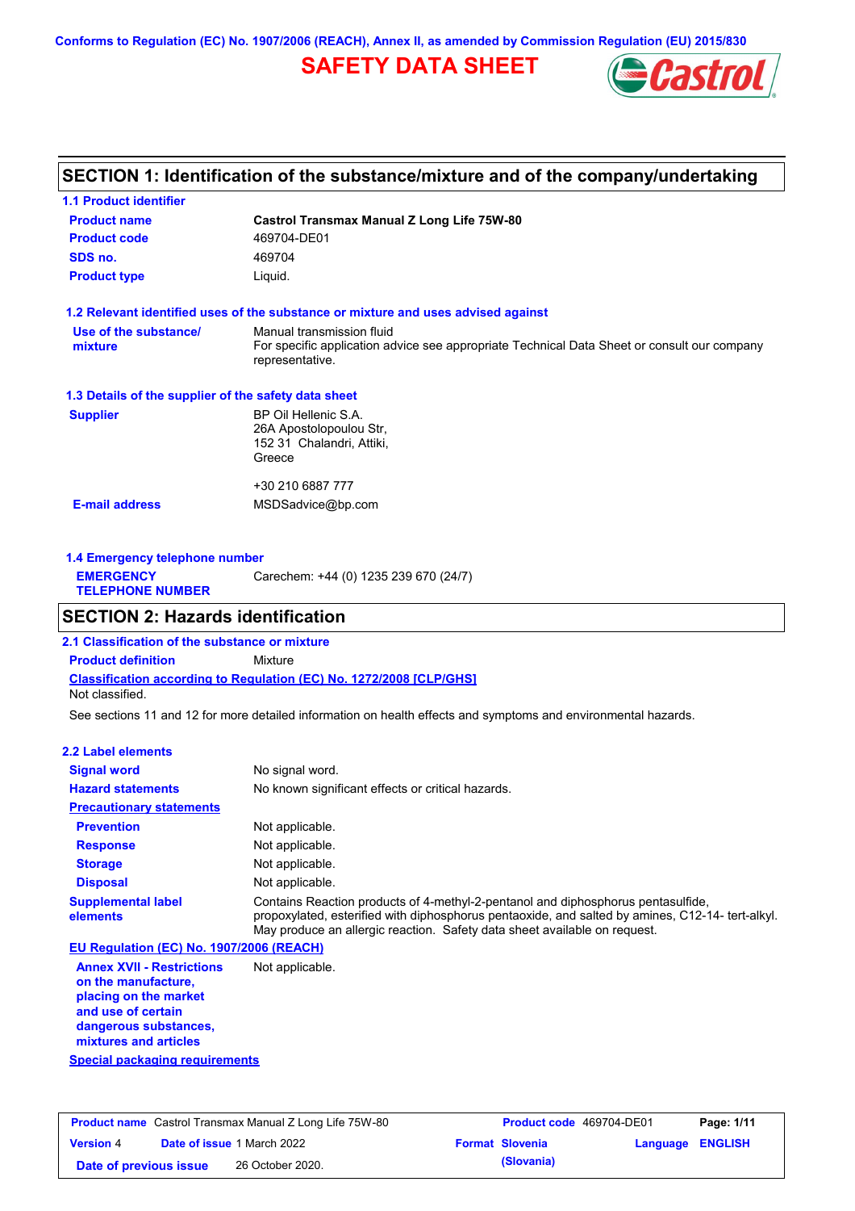Conforms to Regulation (EC) No. 1907/2006 (REACH), Annex II, as amended by Commission Regulation (EU) 2015/830

# SAFETY DATA SHEET

## SECTION 1: Identification of the substance/mixture and of the company/undertaking

### 1.1 Product identifier

| | |
|---|---|
| **Product name** | **Castrol Transmax Manual Z Long Life 75W-80** |
| **Product code** | 469704-DE01 |
| **SDS no.** | 469704 |
| **Product type** | Liquid. |

### 1.2 Relevant identified uses of the substance or mixture and uses advised against

| | |
|---|---|
| **Use of the substance/ mixture** | Manual transmission fluid<br>For specific application advice see appropriate Technical Data Sheet or consult our company representative. |

### 1.3 Details of the supplier of the safety data sheet

| | |
|---|---|
| **Supplier** | BP Oil Hellenic S.A.<br>26A Apostolopoulou Str,<br>152 31 Chalandri, Attiki,<br>Greece<br><br>+30 210 6887 777 |
| **E-mail address** | MSDSadvice@bp.com |

### 1.4 Emergency telephone number

| | |
|---|---|
| **EMERGENCY TELEPHONE NUMBER** | Carechem: +44 (0) 1235 239 670 (24/7) |

## SECTION 2: Hazards identification

### 2.1 Classification of the substance or mixture

**Product definition** Mixture

**Classification according to Regulation (EC) No. 1272/2008 [CLP/GHS]**

Not classified.

See sections 11 and 12 for more detailed information on health effects and symptoms and environmental hazards.

### 2.2 Label elements

| | |
|---|---|
| **Signal word** | No signal word. |
| **Hazard statements** | No known significant effects or critical hazards. |
| **Precautionary statements** | |
| **Prevention** | Not applicable. |
| **Response** | Not applicable. |
| **Storage** | Not applicable. |
| **Disposal** | Not applicable. |
| **Supplemental label elements** | Contains Reaction products of 4-methyl-2-pentanol and diphosphorus pentasulfide, propoxylated, esterified with diphosphorus pentaoxide, and salted by amines, C12-14- tert-alkyl. May produce an allergic reaction. Safety data sheet available on request. |

**EU Regulation (EC) No. 1907/2006 (REACH)**

| | |
|---|---|
| **Annex XVII - Restrictions on the manufacture, placing on the market and use of certain dangerous substances, mixtures and articles** | Not applicable. |

**Special packaging requirements**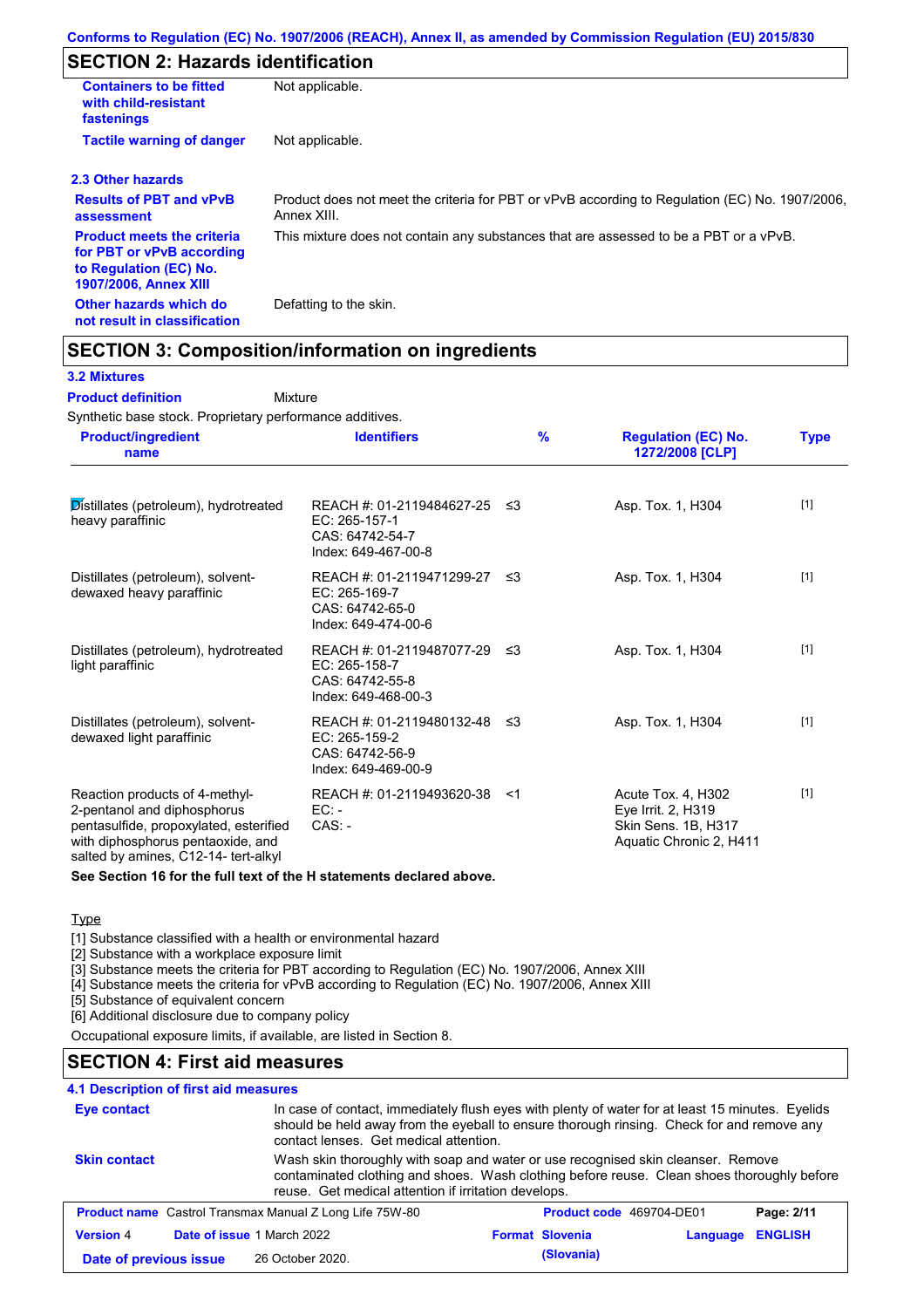Conforms to Regulation (EC) No. 1907/2006 (REACH), Annex II, as amended by Commission Regulation (EU) 2015/830

## SECTION 2: Hazards identification

| | |
|---|---|
| **Containers to be fitted with child-resistant fastenings** | Not applicable. |
| **Tactile warning of danger** | Not applicable. |

### 2.3 Other hazards

| | |
|---|---|
| **Results of PBT and vPvB assessment** | Product does not meet the criteria for PBT or vPvB according to Regulation (EC) No. 1907/2006, Annex XIII. |
| **Product meets the criteria for PBT or vPvB according to Regulation (EC) No. 1907/2006, Annex XIII** | This mixture does not contain any substances that are assessed to be a PBT or a vPvB. |
| **Other hazards which do not result in classification** | Defatting to the skin. |

## SECTION 3: Composition/information on ingredients

### 3.2 Mixtures

**Product definition** Mixture

Synthetic base stock. Proprietary performance additives.

| Product/ingredient name | Identifiers | % | Regulation (EC) No. 1272/2008 [CLP] | Type |
|---|---|---|---|---|
| Distillates (petroleum), hydrotreated heavy paraffinic | REACH #: 01-2119484627-25<br>EC: 265-157-1<br>CAS: 64742-54-7<br>Index: 649-467-00-8 | ≤3 | Asp. Tox. 1, H304 | [1] |
| Distillates (petroleum), solvent-dewaxed heavy paraffinic | REACH #: 01-2119471299-27<br>EC: 265-169-7<br>CAS: 64742-65-0<br>Index: 649-474-00-6 | ≤3 | Asp. Tox. 1, H304 | [1] |
| Distillates (petroleum), hydrotreated light paraffinic | REACH #: 01-2119487077-29<br>EC: 265-158-7<br>CAS: 64742-55-8<br>Index: 649-468-00-3 | ≤3 | Asp. Tox. 1, H304 | [1] |
| Distillates (petroleum), solvent-dewaxed light paraffinic | REACH #: 01-2119480132-48<br>EC: 265-159-2<br>CAS: 64742-56-9<br>Index: 649-469-00-9 | ≤3 | Asp. Tox. 1, H304 | [1] |
| Reaction products of 4-methyl-2-pentanol and diphosphorus pentasulfide, propoxylated, esterified with diphosphorus pentaoxide, and salted by amines, C12-14- tert-alkyl | REACH #: 01-2119493620-38<br>EC: -<br>CAS: - | <1 | Acute Tox. 4, H302<br>Eye Irrit. 2, H319<br>Skin Sens. 1B, H317<br>Aquatic Chronic 2, H411 | [1] |

**See Section 16 for the full text of the H statements declared above.**

Type

[1] Substance classified with a health or environmental hazard
[2] Substance with a workplace exposure limit
[3] Substance meets the criteria for PBT according to Regulation (EC) No. 1907/2006, Annex XIII
[4] Substance meets the criteria for vPvB according to Regulation (EC) No. 1907/2006, Annex XIII
[5] Substance of equivalent concern
[6] Additional disclosure due to company policy

Occupational exposure limits, if available, are listed in Section 8.

## SECTION 4: First aid measures

### 4.1 Description of first aid measures

| | |
|---|---|
| **Eye contact** | In case of contact, immediately flush eyes with plenty of water for at least 15 minutes. Eyelids should be held away from the eyeball to ensure thorough rinsing. Check for and remove any contact lenses. Get medical attention. |
| **Skin contact** | Wash skin thoroughly with soap and water or use recognised skin cleanser. Remove contaminated clothing and shoes. Wash clothing before reuse. Clean shoes thoroughly before reuse. Get medical attention if irritation develops. |

| | | | |
|---|---|---|---|
| **Product name** Castrol Transmax Manual Z Long Life 75W-80 | | **Product code** 469704-DE01 | |
| **Version** 4 | **Date of issue** 1 March 2022 | **Format** Slovenia (Slovania) | **Language** ENGLISH |
| **Date of previous issue** | 26 October 2020. | | |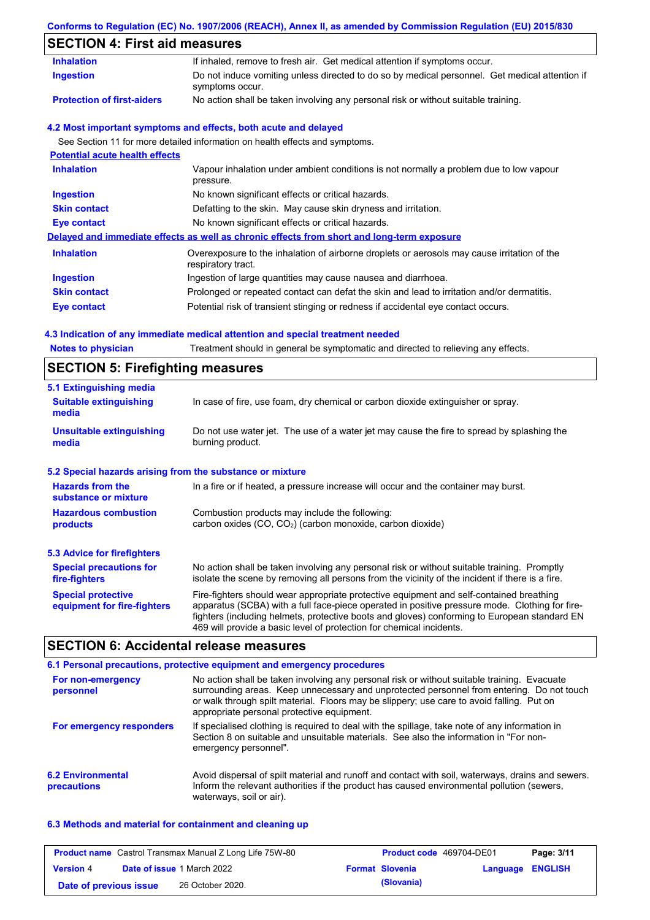## SECTION 4: First aid measures

| | |
|---|---|
| **Inhalation** | If inhaled, remove to fresh air. Get medical attention if symptoms occur. |
| **Ingestion** | Do not induce vomiting unless directed to do so by medical personnel. Get medical attention if symptoms occur. |
| **Protection of first-aiders** | No action shall be taken involving any personal risk or without suitable training. |

### 4.2 Most important symptoms and effects, both acute and delayed

See Section 11 for more detailed information on health effects and symptoms.

**Potential acute health effects**

| | |
|---|---|
| **Inhalation** | Vapour inhalation under ambient conditions is not normally a problem due to low vapour pressure. |
| **Ingestion** | No known significant effects or critical hazards. |
| **Skin contact** | Defatting to the skin. May cause skin dryness and irritation. |
| **Eye contact** | No known significant effects or critical hazards. |

**Delayed and immediate effects as well as chronic effects from short and long-term exposure**

| | |
|---|---|
| **Inhalation** | Overexposure to the inhalation of airborne droplets or aerosols may cause irritation of the respiratory tract. |
| **Ingestion** | Ingestion of large quantities may cause nausea and diarrhoea. |
| **Skin contact** | Prolonged or repeated contact can defat the skin and lead to irritation and/or dermatitis. |
| **Eye contact** | Potential risk of transient stinging or redness if accidental eye contact occurs. |

### 4.3 Indication of any immediate medical attention and special treatment needed

| | |
|---|---|
| **Notes to physician** | Treatment should in general be symptomatic and directed to relieving any effects. |

## SECTION 5: Firefighting measures

### 5.1 Extinguishing media

| | |
|---|---|
| **Suitable extinguishing media** | In case of fire, use foam, dry chemical or carbon dioxide extinguisher or spray. |
| **Unsuitable extinguishing media** | Do not use water jet. The use of a water jet may cause the fire to spread by splashing the burning product. |

### 5.2 Special hazards arising from the substance or mixture

| | |
|---|---|
| **Hazards from the substance or mixture** | In a fire or if heated, a pressure increase will occur and the container may burst. |
| **Hazardous combustion products** | Combustion products may include the following: carbon oxides (CO, $CO_2$) (carbon monoxide, carbon dioxide) |

### 5.3 Advice for firefighters

| | |
|---|---|
| **Special precautions for fire-fighters** | No action shall be taken involving any personal risk or without suitable training. Promptly isolate the scene by removing all persons from the vicinity of the incident if there is a fire. |
| **Special protective equipment for fire-fighters** | Fire-fighters should wear appropriate protective equipment and self-contained breathing apparatus (SCBA) with a full face-piece operated in positive pressure mode. Clothing for fire-fighters (including helmets, protective boots and gloves) conforming to European standard EN 469 will provide a basic level of protection for chemical incidents. |

## SECTION 6: Accidental release measures

### 6.1 Personal precautions, protective equipment and emergency procedures

| | |
|---|---|
| **For non-emergency personnel** | No action shall be taken involving any personal risk or without suitable training. Evacuate surrounding areas. Keep unnecessary and unprotected personnel from entering. Do not touch or walk through spilt material. Floors may be slippery; use care to avoid falling. Put on appropriate personal protective equipment. |
| **For emergency responders** | If specialised clothing is required to deal with the spillage, take note of any information in Section 8 on suitable and unsuitable materials. See also the information in "For non-emergency personnel". |

| | |
|---|---|
| **6.2 Environmental precautions** | Avoid dispersal of spilt material and runoff and contact with soil, waterways, drains and sewers. Inform the relevant authorities if the product has caused environmental pollution (sewers, waterways, soil or air). |

### 6.3 Methods and material for containment and cleaning up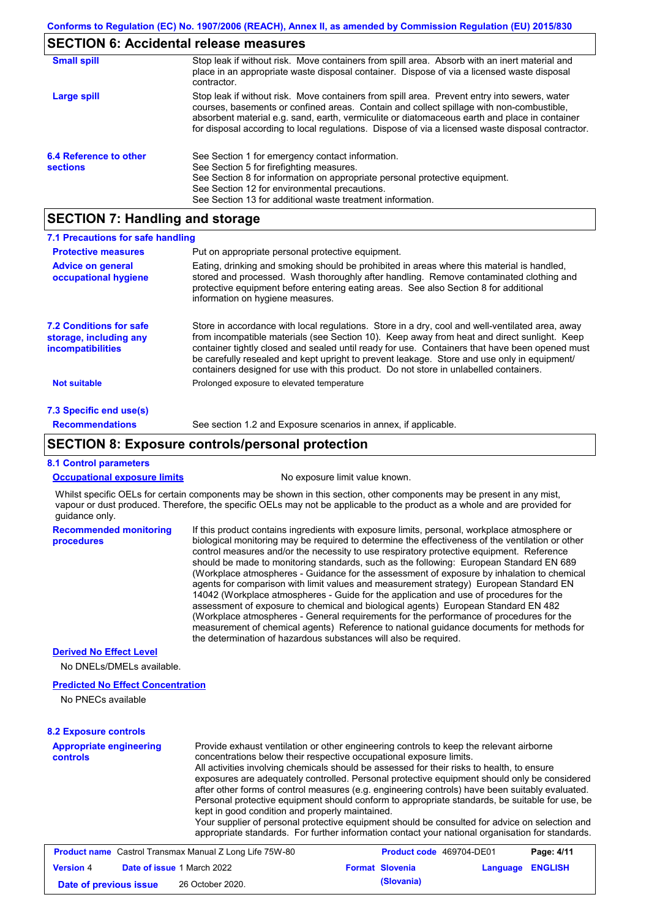## SECTION 6: Accidental release measures

| | |
|---|---|
| **Small spill** | Stop leak if without risk. Move containers from spill area. Absorb with an inert material and place in an appropriate waste disposal container. Dispose of via a licensed waste disposal contractor. |
| **Large spill** | Stop leak if without risk. Move containers from spill area. Prevent entry into sewers, water courses, basements or confined areas. Contain and collect spillage with non-combustible, absorbent material e.g. sand, earth, vermiculite or diatomaceous earth and place in container for disposal according to local regulations. Dispose of via a licensed waste disposal contractor. |
| **6.4 Reference to other sections** | See Section 1 for emergency contact information.<br>See Section 5 for firefighting measures.<br>See Section 8 for information on appropriate personal protective equipment.<br>See Section 12 for environmental precautions.<br>See Section 13 for additional waste treatment information. |

## SECTION 7: Handling and storage

### 7.1 Precautions for safe handling

| | |
|---|---|
| **Protective measures** | Put on appropriate personal protective equipment. |
| **Advice on general occupational hygiene** | Eating, drinking and smoking should be prohibited in areas where this material is handled, stored and processed. Wash thoroughly after handling. Remove contaminated clothing and protective equipment before entering eating areas. See also Section 8 for additional information on hygiene measures. |
| **7.2 Conditions for safe storage, including any incompatibilities** | Store in accordance with local regulations. Store in a dry, cool and well-ventilated area, away from incompatible materials (see Section 10). Keep away from heat and direct sunlight. Keep container tightly closed and sealed until ready for use. Containers that have been opened must be carefully resealed and kept upright to prevent leakage. Store and use only in equipment/containers designed for use with this product. Do not store in unlabelled containers. |
| **Not suitable** | Prolonged exposure to elevated temperature |

### 7.3 Specific end use(s)

| | |
|---|---|
| **Recommendations** | See section 1.2 and Exposure scenarios in annex, if applicable. |

## SECTION 8: Exposure controls/personal protection

### 8.1 Control parameters

**Occupational exposure limits** No exposure limit value known.

Whilst specific OELs for certain components may be shown in this section, other components may be present in any mist, vapour or dust produced. Therefore, the specific OELs may not be applicable to the product as a whole and are provided for guidance only.

| | |
|---|---|
| **Recommended monitoring procedures** | If this product contains ingredients with exposure limits, personal, workplace atmosphere or biological monitoring may be required to determine the effectiveness of the ventilation or other control measures and/or the necessity to use respiratory protective equipment. Reference should be made to monitoring standards, such as the following: European Standard EN 689 (Workplace atmospheres - Guidance for the assessment of exposure by inhalation to chemical agents for comparison with limit values and measurement strategy) European Standard EN 14042 (Workplace atmospheres - Guide for the application and use of procedures for the assessment of exposure to chemical and biological agents) European Standard EN 482 (Workplace atmospheres - General requirements for the performance of procedures for the measurement of chemical agents) Reference to national guidance documents for methods for the determination of hazardous substances will also be required. |

**Derived No Effect Level**

No DNELs/DMELs available.

**Predicted No Effect Concentration**

No PNECs available

### 8.2 Exposure controls

| | |
|---|---|
| **Appropriate engineering controls** | Provide exhaust ventilation or other engineering controls to keep the relevant airborne concentrations below their respective occupational exposure limits.<br>All activities involving chemicals should be assessed for their risks to health, to ensure exposures are adequately controlled. Personal protective equipment should only be considered after other forms of control measures (e.g. engineering controls) have been suitably evaluated. Personal protective equipment should conform to appropriate standards, be suitable for use, be kept in good condition and properly maintained.<br>Your supplier of personal protective equipment should be consulted for advice on selection and appropriate standards. For further information contact your national organisation for standards. |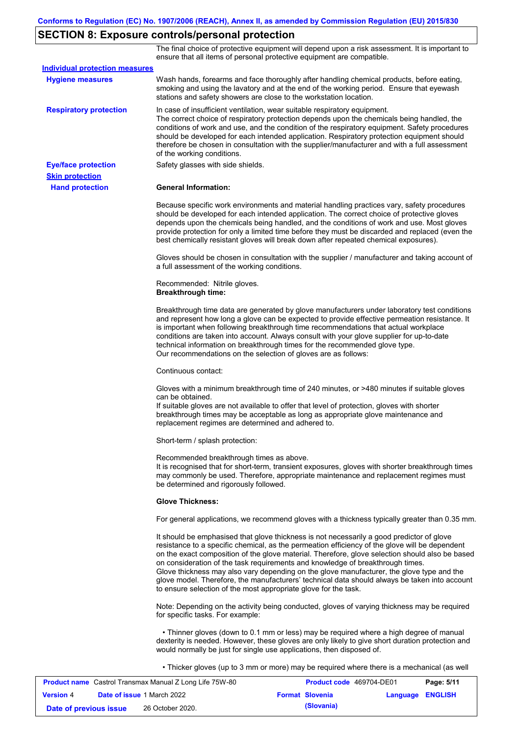## SECTION 8: Exposure controls/personal protection

The final choice of protective equipment will depend upon a risk assessment. It is important to ensure that all items of personal protective equipment are compatible.

**Individual protection measures**

**Hygiene measures**

Wash hands, forearms and face thoroughly after handling chemical products, before eating, smoking and using the lavatory and at the end of the working period. Ensure that eyewash stations and safety showers are close to the workstation location.

**Respiratory protection**

In case of insufficient ventilation, wear suitable respiratory equipment.
The correct choice of respiratory protection depends upon the chemicals being handled, the conditions of work and use, and the condition of the respiratory equipment. Safety procedures should be developed for each intended application. Respiratory protection equipment should therefore be chosen in consultation with the supplier/manufacturer and with a full assessment of the working conditions.

**Eye/face protection**

Safety glasses with side shields.

**Skin protection**

**Hand protection**

**General Information:**

Because specific work environments and material handling practices vary, safety procedures should be developed for each intended application. The correct choice of protective gloves depends upon the chemicals being handled, and the conditions of work and use. Most gloves provide protection for only a limited time before they must be discarded and replaced (even the best chemically resistant gloves will break down after repeated chemical exposures).

Gloves should be chosen in consultation with the supplier / manufacturer and taking account of a full assessment of the working conditions.

Recommended: Nitrile gloves.
**Breakthrough time:**

Breakthrough time data are generated by glove manufacturers under laboratory test conditions and represent how long a glove can be expected to provide effective permeation resistance. It is important when following breakthrough time recommendations that actual workplace conditions are taken into account. Always consult with your glove supplier for up-to-date technical information on breakthrough times for the recommended glove type.
Our recommendations on the selection of gloves are as follows:

Continuous contact:

Gloves with a minimum breakthrough time of 240 minutes, or >480 minutes if suitable gloves can be obtained.
If suitable gloves are not available to offer that level of protection, gloves with shorter breakthrough times may be acceptable as long as appropriate glove maintenance and replacement regimes are determined and adhered to.

Short-term / splash protection:

Recommended breakthrough times as above.
It is recognised that for short-term, transient exposures, gloves with shorter breakthrough times may commonly be used. Therefore, appropriate maintenance and replacement regimes must be determined and rigorously followed.

**Glove Thickness:**

For general applications, we recommend gloves with a thickness typically greater than 0.35 mm.

It should be emphasised that glove thickness is not necessarily a good predictor of glove resistance to a specific chemical, as the permeation efficiency of the glove will be dependent on the exact composition of the glove material. Therefore, glove selection should also be based on consideration of the task requirements and knowledge of breakthrough times.
Glove thickness may also vary depending on the glove manufacturer, the glove type and the glove model. Therefore, the manufacturers' technical data should always be taken into account to ensure selection of the most appropriate glove for the task.

Note: Depending on the activity being conducted, gloves of varying thickness may be required for specific tasks. For example:

- Thinner gloves (down to 0.1 mm or less) may be required where a high degree of manual dexterity is needed. However, these gloves are only likely to give short duration protection and would normally be just for single use applications, then disposed of.

- Thicker gloves (up to 3 mm or more) may be required where there is a mechanical (as well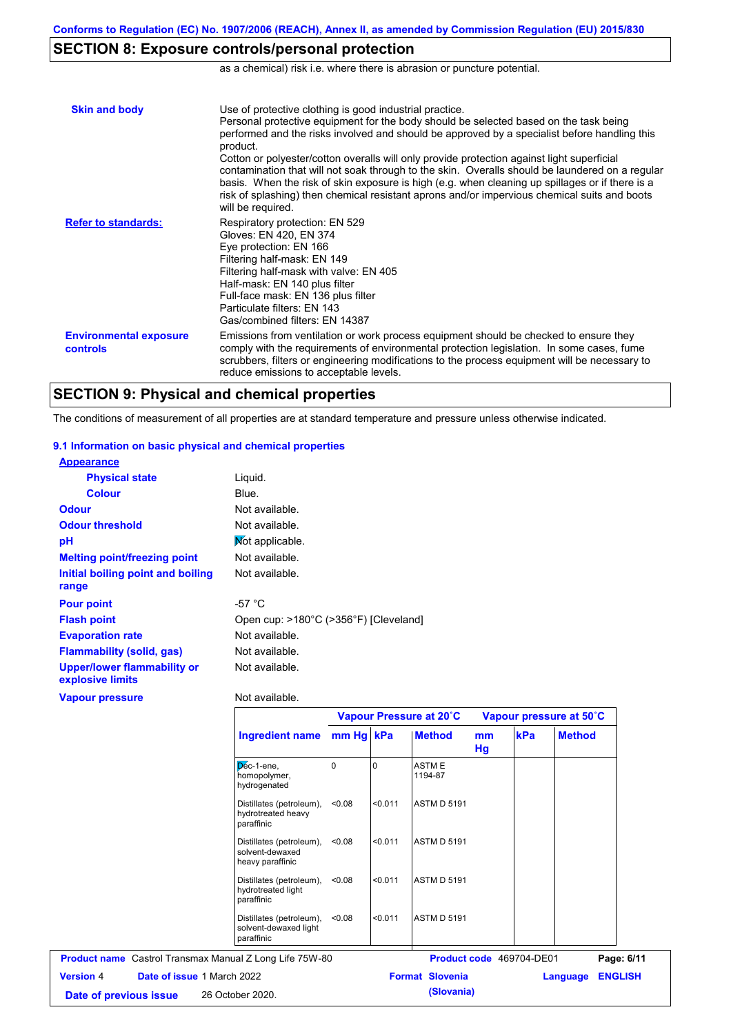## SECTION 8: Exposure controls/personal protection

as a chemical) risk i.e. where there is abrasion or puncture potential.

**Skin and body**

Use of protective clothing is good industrial practice.
Personal protective equipment for the body should be selected based on the task being performed and the risks involved and should be approved by a specialist before handling this product.
Cotton or polyester/cotton overalls will only provide protection against light superficial contamination that will not soak through to the skin. Overalls should be laundered on a regular basis. When the risk of skin exposure is high (e.g. when cleaning up spillages or if there is a risk of splashing) then chemical resistant aprons and/or impervious chemical suits and boots will be required.

**Refer to standards:**

Respiratory protection: EN 529
Gloves: EN 420, EN 374
Eye protection: EN 166
Filtering half-mask: EN 149
Filtering half-mask with valve: EN 405
Half-mask: EN 140 plus filter
Full-face mask: EN 136 plus filter
Particulate filters: EN 143
Gas/combined filters: EN 14387

**Environmental exposure controls**

Emissions from ventilation or work process equipment should be checked to ensure they comply with the requirements of environmental protection legislation. In some cases, fume scrubbers, filters or engineering modifications to the process equipment will be necessary to reduce emissions to acceptable levels.

## SECTION 9: Physical and chemical properties

The conditions of measurement of all properties are at standard temperature and pressure unless otherwise indicated.

### 9.1 Information on basic physical and chemical properties

**Appearance**

| | |
|---|---|
| **Physical state** | Liquid. |
| **Colour** | Blue. |
| **Odour** | Not available. |
| **Odour threshold** | Not available. |
| **pH** | Not applicable. |
| **Melting point/freezing point** | Not available. |
| **Initial boiling point and boiling range** | Not available. |
| **Pour point** | -57 °C |
| **Flash point** | Open cup: >180°C (>356°F) [Cleveland] |
| **Evaporation rate** | Not available. |
| **Flammability (solid, gas)** | Not available. |
| **Upper/lower flammability or explosive limits** | Not available. |
| **Vapour pressure** | Not available. |

| Ingredient name | Vapour Pressure at 20˚C | | | Vapour pressure at 50˚C | | |
|---|---|---|---|---|---|---|
| | mm Hg | kPa | Method | mm Hg | kPa | Method |
| Dec-1-ene, homopolymer, hydrogenated | 0 | 0 | ASTM E 1194-87 | | | |
| Distillates (petroleum), hydrotreated heavy paraffinic | <0.08 | <0.011 | ASTM D 5191 | | | |
| Distillates (petroleum), solvent-dewaxed heavy paraffinic | <0.08 | <0.011 | ASTM D 5191 | | | |
| Distillates (petroleum), hydrotreated light paraffinic | <0.08 | <0.011 | ASTM D 5191 | | | |
| Distillates (petroleum), solvent-dewaxed light paraffinic | <0.08 | <0.011 | ASTM D 5191 | | | |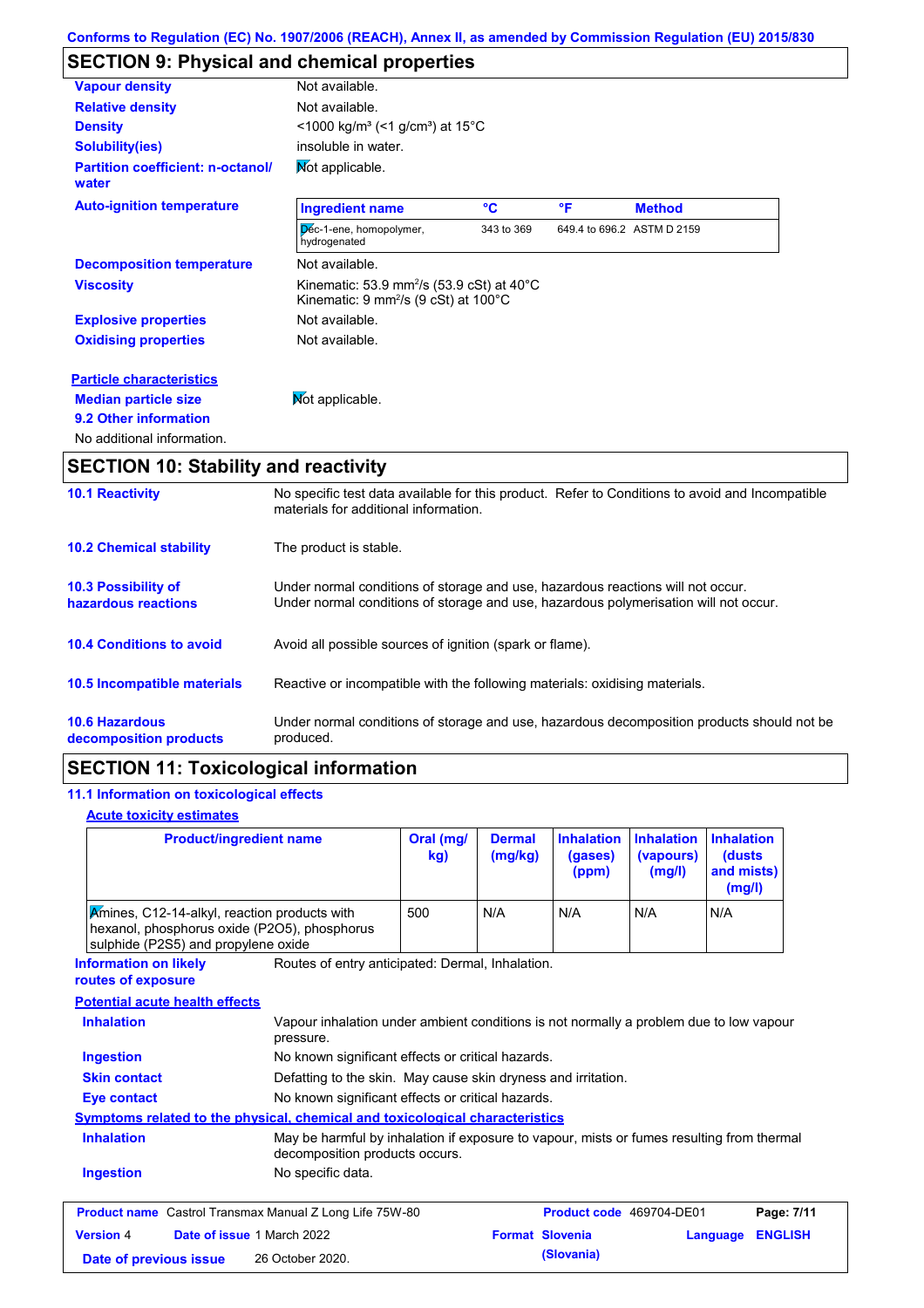Conforms to Regulation (EC) No. 1907/2006 (REACH), Annex II, as amended by Commission Regulation (EU) 2015/830

## SECTION 9: Physical and chemical properties

**Vapour density**: Not available.

**Relative density**: Not available.

**Density**: <1000 kg/m³ (<1 g/cm³) at 15°C

**Solubility(ies)**: insoluble in water.

**Partition coefficient: n-octanol/water**: Not applicable.

**Auto-ignition temperature**:

| Ingredient name | °C | °F | Method |
|---|---|---|---|
| Dec-1-ene, homopolymer, hydrogenated | 343 to 369 | 649.4 to 696.2 | ASTM D 2159 |

**Decomposition temperature**: Not available.

**Viscosity**: Kinematic: 53.9 mm²/s (53.9 cSt) at 40°C
Kinematic: 9 mm²/s (9 cSt) at 100°C

**Explosive properties**: Not available.

**Oxidising properties**: Not available.

**Particle characteristics**

**Median particle size**: Not applicable.

**9.2 Other information**

No additional information.

## SECTION 10: Stability and reactivity

**10.1 Reactivity**: No specific test data available for this product. Refer to Conditions to avoid and Incompatible materials for additional information.

**10.2 Chemical stability**: The product is stable.

**10.3 Possibility of hazardous reactions**: Under normal conditions of storage and use, hazardous reactions will not occur.
Under normal conditions of storage and use, hazardous polymerisation will not occur.

**10.4 Conditions to avoid**: Avoid all possible sources of ignition (spark or flame).

**10.5 Incompatible materials**: Reactive or incompatible with the following materials: oxidising materials.

**10.6 Hazardous decomposition products**: Under normal conditions of storage and use, hazardous decomposition products should not be produced.

## SECTION 11: Toxicological information

**11.1 Information on toxicological effects**

**Acute toxicity estimates**

| Product/ingredient name | Oral (mg/kg) | Dermal (mg/kg) | Inhalation (gases) (ppm) | Inhalation (vapours) (mg/l) | Inhalation (dusts and mists) (mg/l) |
|---|---|---|---|---|---|
| Amines, C12-14-alkyl, reaction products with hexanol, phosphorus oxide (P2O5), phosphorus sulphide (P2S5) and propylene oxide | 500 | N/A | N/A | N/A | N/A |

**Information on likely routes of exposure**: Routes of entry anticipated: Dermal, Inhalation.

**Potential acute health effects**

**Inhalation**: Vapour inhalation under ambient conditions is not normally a problem due to low vapour pressure.

**Ingestion**: No known significant effects or critical hazards.

**Skin contact**: Defatting to the skin. May cause skin dryness and irritation.

**Eye contact**: No known significant effects or critical hazards.

**Symptoms related to the physical, chemical and toxicological characteristics**

**Inhalation**: May be harmful by inhalation if exposure to vapour, mists or fumes resulting from thermal decomposition products occurs.

**Ingestion**: No specific data.

| Product name | Castrol Transmax Manual Z Long Life 75W-80 | Product code | 469704-DE01 |
|---|---|---|---|
| Version 4 | Date of issue 1 March 2022 | Format Slovenia (Slovania) | Language ENGLISH |
| Date of previous issue | 26 October 2020. | | |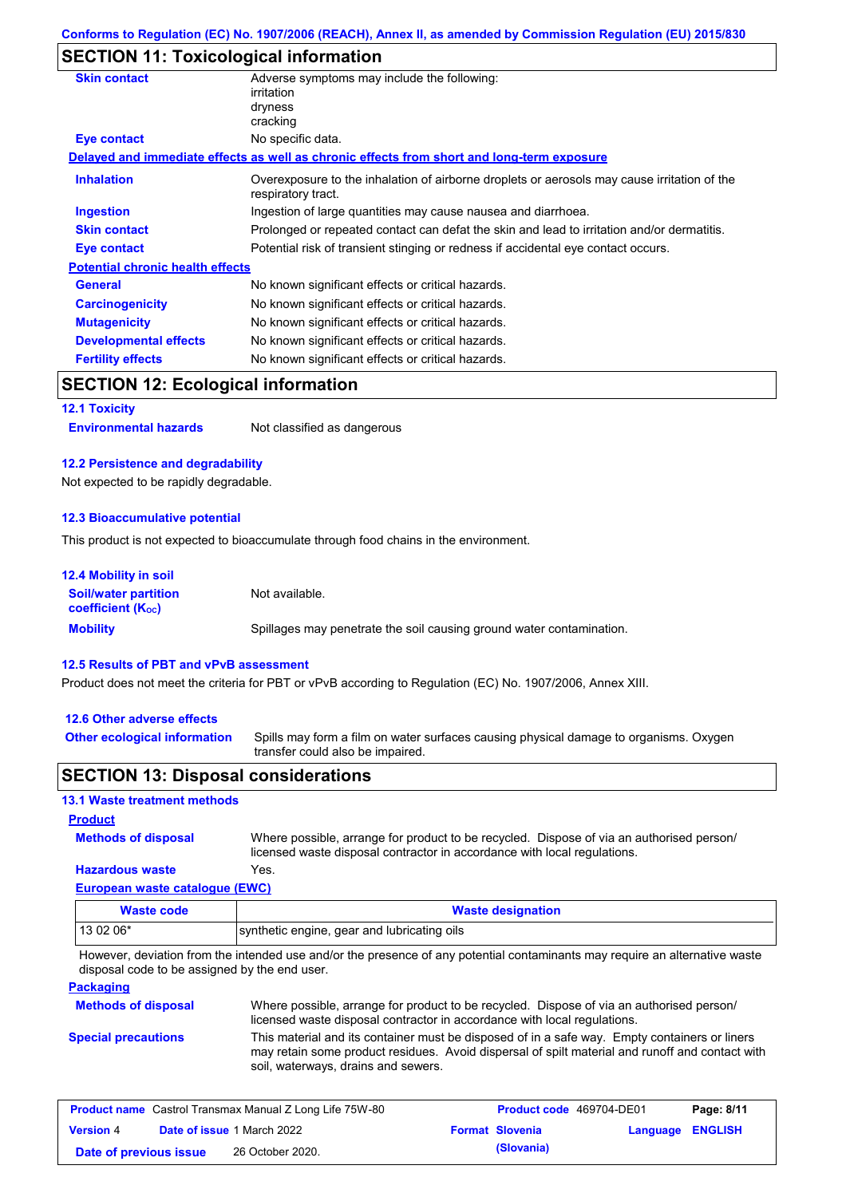## SECTION 11: Toxicological information

| | |
|---|---|
| **Skin contact** | Adverse symptoms may include the following:<br>irritation<br>dryness<br>cracking |
| **Eye contact** | No specific data. |

**Delayed and immediate effects as well as chronic effects from short and long-term exposure**

| | |
|---|---|
| **Inhalation** | Overexposure to the inhalation of airborne droplets or aerosols may cause irritation of the respiratory tract. |
| **Ingestion** | Ingestion of large quantities may cause nausea and diarrhoea. |
| **Skin contact** | Prolonged or repeated contact can defat the skin and lead to irritation and/or dermatitis. |
| **Eye contact** | Potential risk of transient stinging or redness if accidental eye contact occurs. |

**Potential chronic health effects**

| | |
|---|---|
| **General** | No known significant effects or critical hazards. |
| **Carcinogenicity** | No known significant effects or critical hazards. |
| **Mutagenicity** | No known significant effects or critical hazards. |
| **Developmental effects** | No known significant effects or critical hazards. |
| **Fertility effects** | No known significant effects or critical hazards. |

## SECTION 12: Ecological information

### 12.1 Toxicity

**Environmental hazards** Not classified as dangerous

### 12.2 Persistence and degradability

Not expected to be rapidly degradable.

### 12.3 Bioaccumulative potential

This product is not expected to bioaccumulate through food chains in the environment.

### 12.4 Mobility in soil

| | |
|---|---|
| **Soil/water partition coefficient ($K_{OC}$)** | Not available. |
| **Mobility** | Spillages may penetrate the soil causing ground water contamination. |

### 12.5 Results of PBT and vPvB assessment

Product does not meet the criteria for PBT or vPvB according to Regulation (EC) No. 1907/2006, Annex XIII.

### 12.6 Other adverse effects

**Other ecological information** Spills may form a film on water surfaces causing physical damage to organisms. Oxygen transfer could also be impaired.

## SECTION 13: Disposal considerations

### 13.1 Waste treatment methods

**Product**

| | |
|---|---|
| **Methods of disposal** | Where possible, arrange for product to be recycled. Dispose of via an authorised person/ licensed waste disposal contractor in accordance with local regulations. |
| **Hazardous waste** | Yes. |

**European waste catalogue (EWC)**

| Waste code | Waste designation |
|---|---|
| 13 02 06* | synthetic engine, gear and lubricating oils |

However, deviation from the intended use and/or the presence of any potential contaminants may require an alternative waste disposal code to be assigned by the end user.

**Packaging**

| | |
|---|---|
| **Methods of disposal** | Where possible, arrange for product to be recycled. Dispose of via an authorised person/ licensed waste disposal contractor in accordance with local regulations. |
| **Special precautions** | This material and its container must be disposed of in a safe way. Empty containers or liners may retain some product residues. Avoid dispersal of spilt material and runoff and contact with soil, waterways, drains and sewers. |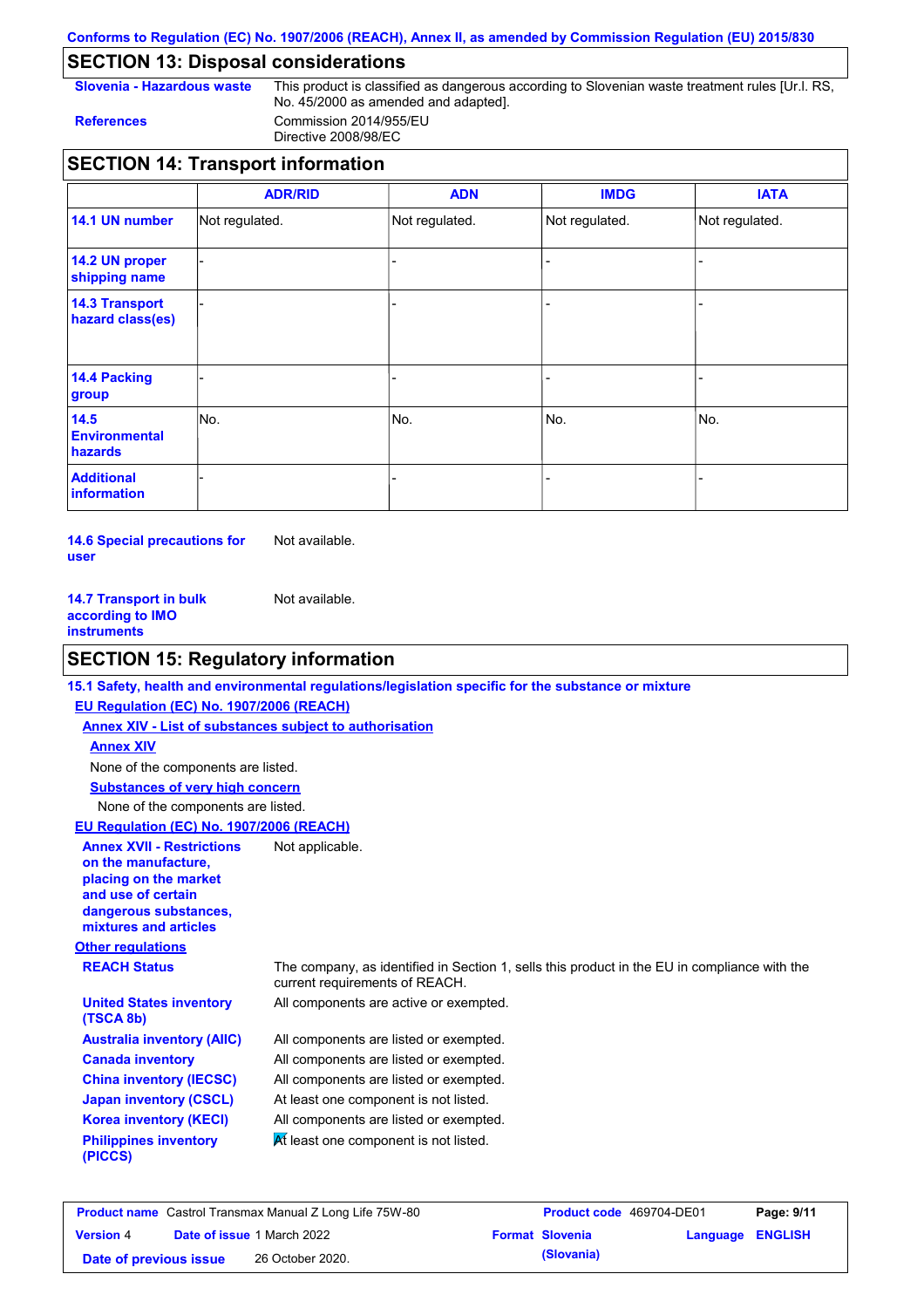## SECTION 13: Disposal considerations

**Slovenia - Hazardous waste** This product is classified as dangerous according to Slovenian waste treatment rules [Ur.l. RS, No. 45/2000 as amended and adapted].

**References** Commission 2014/955/EU
Directive 2008/98/EC

## SECTION 14: Transport information

| | ADR/RID | ADN | IMDG | IATA |
|---|---|---|---|---|
| **14.1 UN number** | Not regulated. | Not regulated. | Not regulated. | Not regulated. |
| **14.2 UN proper shipping name** | - | - | - | - |
| **14.3 Transport hazard class(es)** | - | - | - | - |
| **14.4 Packing group** | - | - | - | - |
| **14.5 Environmental hazards** | No. | No. | No. | No. |
| **Additional information** | - | - | - | - |

**14.6 Special precautions for user** Not available.

**14.7 Transport in bulk according to IMO instruments** Not available.

## SECTION 15: Regulatory information

**15.1 Safety, health and environmental regulations/legislation specific for the substance or mixture**

**EU Regulation (EC) No. 1907/2006 (REACH)**

**Annex XIV - List of substances subject to authorisation**

**Annex XIV**

None of the components are listed.

**Substances of very high concern**

None of the components are listed.

**EU Regulation (EC) No. 1907/2006 (REACH)**

**Annex XVII - Restrictions on the manufacture, placing on the market and use of certain dangerous substances, mixtures and articles** Not applicable.

**Other regulations**

**REACH Status** The company, as identified in Section 1, sells this product in the EU in compliance with the current requirements of REACH.

**United States inventory (TSCA 8b)** All components are active or exempted.

**Australia inventory (AIIC)** All components are listed or exempted.

**Canada inventory** All components are listed or exempted.

**China inventory (IECSC)** All components are listed or exempted.

**Japan inventory (CSCL)** At least one component is not listed.

**Korea inventory (KECI)** All components are listed or exempted.

**Philippines inventory (PICCS)** At least one component is not listed.

| Product name | Castrol Transmax Manual Z Long Life 75W-80 | Product code | 469704-DE01 | Page: 9/11 |
|---|---|---|---|---|
| Version 4 | Date of issue 1 March 2022 | Format Slovenia (Slovania) | Language ENGLISH | |
| Date of previous issue | 26 October 2020. | | | |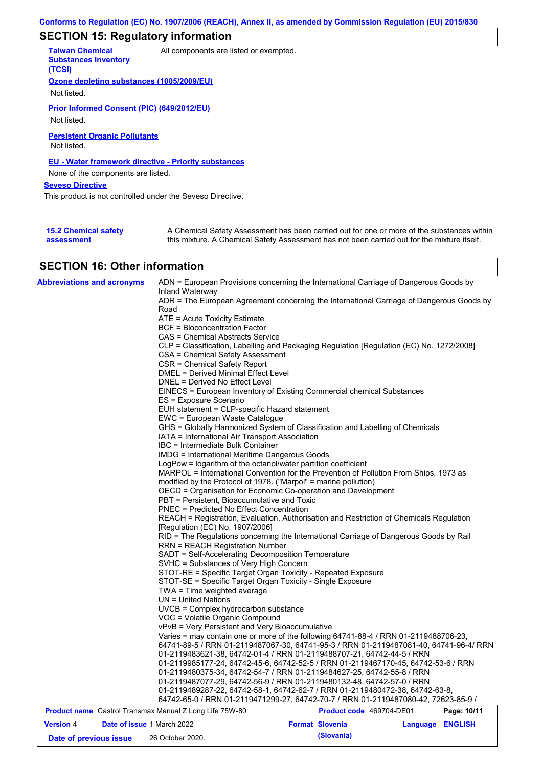## SECTION 15: Regulatory information

**Taiwan Chemical Substances Inventory (TCSI)**: All components are listed or exempted.

**Ozone depleting substances (1005/2009/EU)**

Not listed.

**Prior Informed Consent (PIC) (649/2012/EU)**

Not listed.

**Persistent Organic Pollutants**

Not listed.

**EU - Water framework directive - Priority substances**

None of the components are listed.

**Seveso Directive**

This product is not controlled under the Seveso Directive.

**15.2 Chemical safety assessment**: A Chemical Safety Assessment has been carried out for one or more of the substances within this mixture. A Chemical Safety Assessment has not been carried out for the mixture itself.

## SECTION 16: Other information

**Abbreviations and acronyms**

ADN = European Provisions concerning the International Carriage of Dangerous Goods by Inland Waterway
ADR = The European Agreement concerning the International Carriage of Dangerous Goods by Road
ATE = Acute Toxicity Estimate
BCF = Bioconcentration Factor
CAS = Chemical Abstracts Service
CLP = Classification, Labelling and Packaging Regulation [Regulation (EC) No. 1272/2008]
CSA = Chemical Safety Assessment
CSR = Chemical Safety Report
DMEL = Derived Minimal Effect Level
DNEL = Derived No Effect Level
EINECS = European Inventory of Existing Commercial chemical Substances
ES = Exposure Scenario
EUH statement = CLP-specific Hazard statement
EWC = European Waste Catalogue
GHS = Globally Harmonized System of Classification and Labelling of Chemicals
IATA = International Air Transport Association
IBC = Intermediate Bulk Container
IMDG = International Maritime Dangerous Goods
LogPow = logarithm of the octanol/water partition coefficient
MARPOL = International Convention for the Prevention of Pollution From Ships, 1973 as modified by the Protocol of 1978. ("Marpol" = marine pollution)
OECD = Organisation for Economic Co-operation and Development
PBT = Persistent, Bioaccumulative and Toxic
PNEC = Predicted No Effect Concentration
REACH = Registration, Evaluation, Authorisation and Restriction of Chemicals Regulation [Regulation (EC) No. 1907/2006]
RID = The Regulations concerning the International Carriage of Dangerous Goods by Rail
RRN = REACH Registration Number
SADT = Self-Accelerating Decomposition Temperature
SVHC = Substances of Very High Concern
STOT-RE = Specific Target Organ Toxicity - Repeated Exposure
STOT-SE = Specific Target Organ Toxicity - Single Exposure
TWA = Time weighted average
UN = United Nations
UVCB = Complex hydrocarbon substance
VOC = Volatile Organic Compound
vPvB = Very Persistent and Very Bioaccumulative
Varies = may contain one or more of the following 64741-88-4 / RRN 01-2119488706-23, 64741-89-5 / RRN 01-2119487067-30, 64741-95-3 / RRN 01-2119487081-40, 64741-96-4/ RRN 01-2119483621-38, 64742-01-4 / RRN 01-2119488707-21, 64742-44-5 / RRN 01-2119985177-24, 64742-45-6, 64742-52-5 / RRN 01-2119467170-45, 64742-53-6 / RRN 01-2119480375-34, 64742-54-7 / RRN 01-2119484627-25, 64742-55-8 / RRN 01-2119487077-29, 64742-56-9 / RRN 01-2119480132-48, 64742-57-0 / RRN 01-2119489287-22, 64742-58-1, 64742-62-7 / RRN 01-2119480472-38, 64742-63-8, 64742-65-0 / RRN 01-2119471299-27, 64742-70-7 / RRN 01-2119487080-42, 72623-85-9 /

| **Product name** Castrol Transmax Manual Z Long Life 75W-80 | **Product code** 469704-DE01 | **Page: 10/11** |
|---|---|---|
| **Version** 4 **Date of issue** 1 March 2022 | **Format** Slovenia (Slovania) | **Language** ENGLISH |
| **Date of previous issue** 26 October 2020. | | |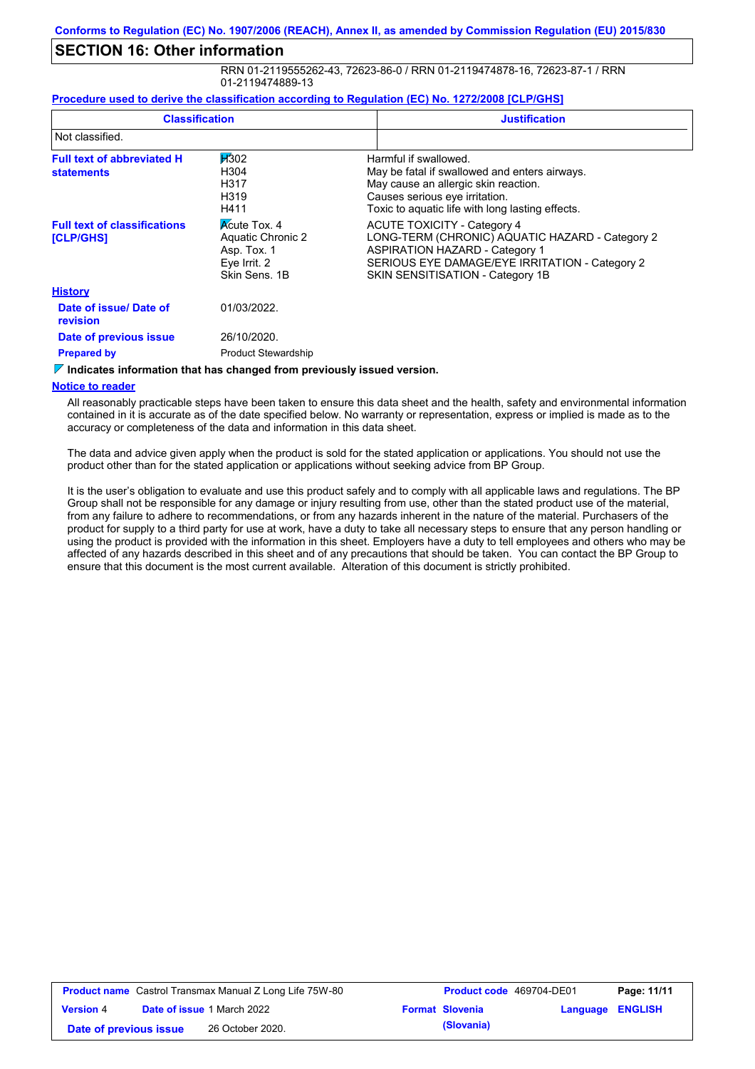## SECTION 16: Other information

RRN 01-2119555262-43, 72623-86-0 / RRN 01-2119474878-16, 72623-87-1 / RRN 01-2119474889-13

**Procedure used to derive the classification according to Regulation (EC) No. 1272/2008 [CLP/GHS]**

| Classification | Justification |
|---|---|
| Not classified. | |

**Full text of abbreviated H statements**

| | |
|---|---|
| H302 | Harmful if swallowed. |
| H304 | May be fatal if swallowed and enters airways. |
| H317 | May cause an allergic skin reaction. |
| H319 | Causes serious eye irritation. |
| H411 | Toxic to aquatic life with long lasting effects. |

**Full text of classifications [CLP/GHS]**

| | |
|---|---|
| Acute Tox. 4 | ACUTE TOXICITY - Category 4 |
| Aquatic Chronic 2 | LONG-TERM (CHRONIC) AQUATIC HAZARD - Category 2 |
| Asp. Tox. 1 | ASPIRATION HAZARD - Category 1 |
| Eye Irrit. 2 | SERIOUS EYE DAMAGE/EYE IRRITATION - Category 2 |
| Skin Sens. 1B | SKIN SENSITISATION - Category 1B |

**History**

**Date of issue/ Date of revision** 01/03/2022.

**Date of previous issue** 26/10/2020.

**Prepared by** Product Stewardship

**Indicates information that has changed from previously issued version.**

**Notice to reader**

All reasonably practicable steps have been taken to ensure this data sheet and the health, safety and environmental information contained in it is accurate as of the date specified below. No warranty or representation, express or implied is made as to the accuracy or completeness of the data and information in this data sheet.

The data and advice given apply when the product is sold for the stated application or applications. You should not use the product other than for the stated application or applications without seeking advice from BP Group.

It is the user's obligation to evaluate and use this product safely and to comply with all applicable laws and regulations. The BP Group shall not be responsible for any damage or injury resulting from use, other than the stated product use of the material, from any failure to adhere to recommendations, or from any hazards inherent in the nature of the material. Purchasers of the product for supply to a third party for use at work, have a duty to take all necessary steps to ensure that any person handling or using the product is provided with the information in this sheet. Employers have a duty to tell employees and others who may be affected of any hazards described in this sheet and of any precautions that should be taken. You can contact the BP Group to ensure that this document is the most current available. Alteration of this document is strictly prohibited.